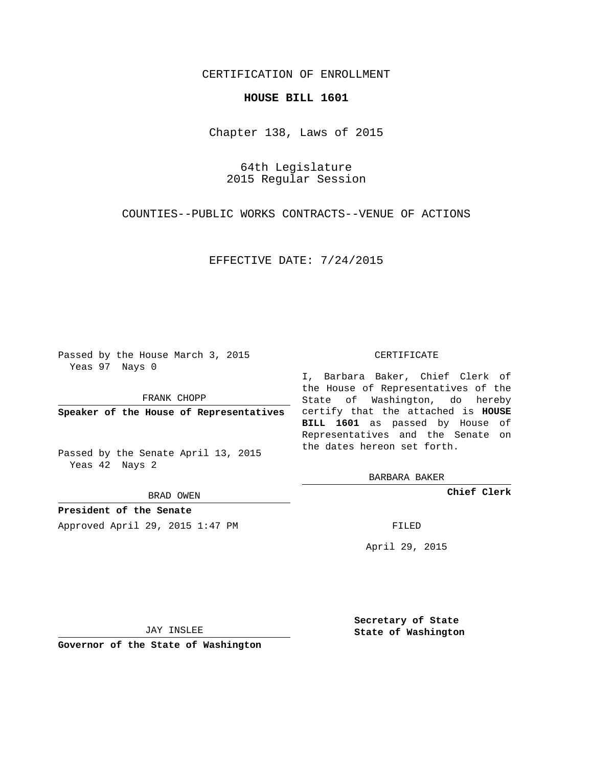CERTIFICATION OF ENROLLMENT

**HOUSE BILL 1601**

Chapter 138, Laws of 2015

64th Legislature
2015 Regular Session

COUNTIES--PUBLIC WORKS CONTRACTS--VENUE OF ACTIONS

EFFECTIVE DATE: 7/24/2015

Passed by the House March 3, 2015
Yeas 97 Nays 0

FRANK CHOPP

**Speaker of the House of Representatives**

Passed by the Senate April 13, 2015
Yeas 42 Nays 2

BRAD OWEN

**President of the Senate**

Approved April 29, 2015 1:47 PM

JAY INSLEE

**Governor of the State of Washington**

CERTIFICATE

I, Barbara Baker, Chief Clerk of the House of Representatives of the State of Washington, do hereby certify that the attached is **HOUSE BILL 1601** as passed by House of Representatives and the Senate on the dates hereon set forth.

BARBARA BAKER

**Chief Clerk**

FILED

April 29, 2015

**Secretary of State**
**State of Washington**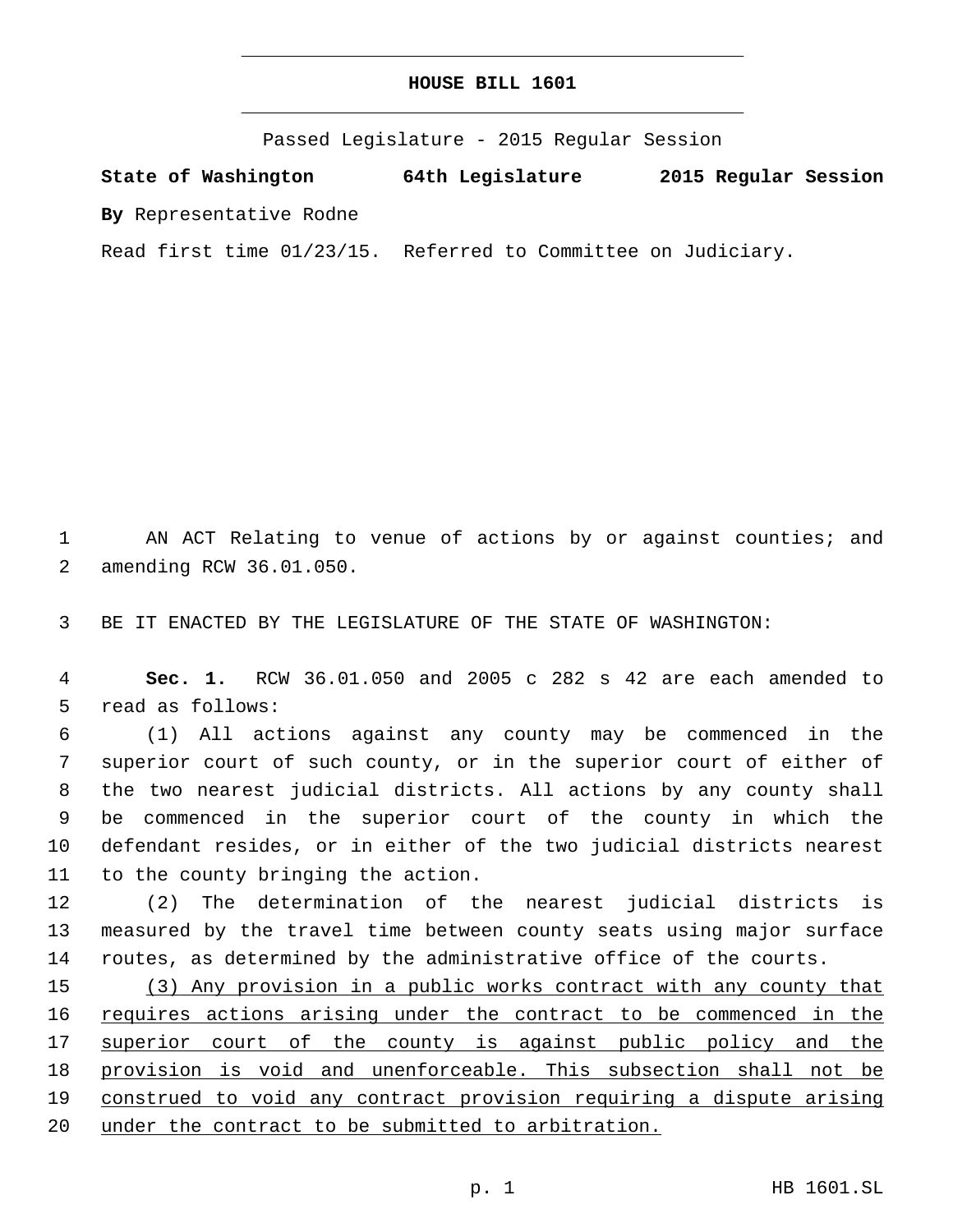# HOUSE BILL 1601

Passed Legislature - 2015 Regular Session

**State of Washington 64th Legislature 2015 Regular Session**

**By** Representative Rodne

Read first time 01/23/15. Referred to Committee on Judiciary.

AN ACT Relating to venue of actions by or against counties; and amending RCW 36.01.050.

BE IT ENACTED BY THE LEGISLATURE OF THE STATE OF WASHINGTON:

**Sec. 1.** RCW 36.01.050 and 2005 c 282 s 42 are each amended to read as follows:

(1) All actions against any county may be commenced in the superior court of such county, or in the superior court of either of the two nearest judicial districts. All actions by any county shall be commenced in the superior court of the county in which the defendant resides, or in either of the two judicial districts nearest to the county bringing the action.

(2) The determination of the nearest judicial districts is measured by the travel time between county seats using major surface routes, as determined by the administrative office of the courts.

(3) Any provision in a public works contract with any county that requires actions arising under the contract to be commenced in the superior court of the county is against public policy and the provision is void and unenforceable. This subsection shall not be construed to void any contract provision requiring a dispute arising under the contract to be submitted to arbitration.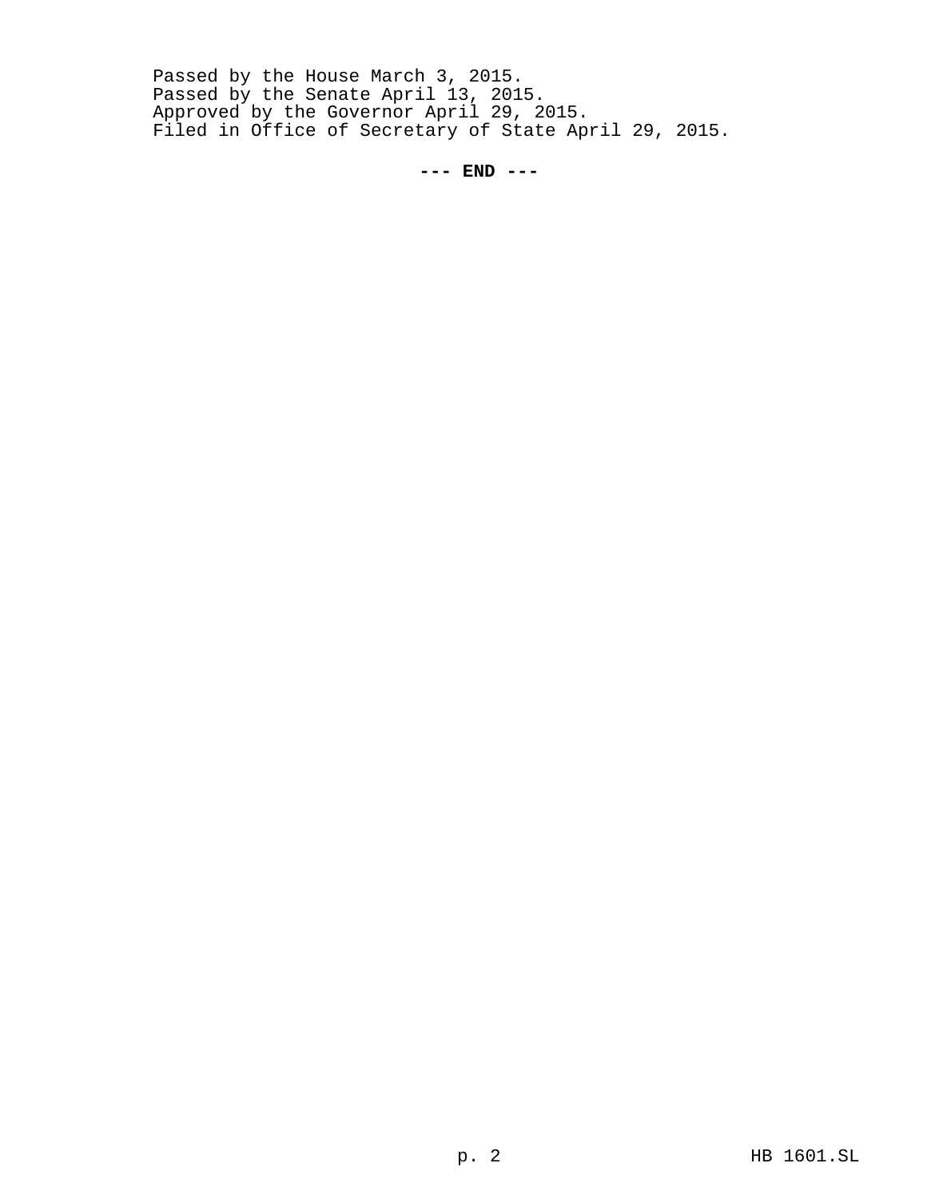Passed by the House March 3, 2015.
Passed by the Senate April 13, 2015.
Approved by the Governor April 29, 2015.
Filed in Office of Secretary of State April 29, 2015.

**--- END ---**